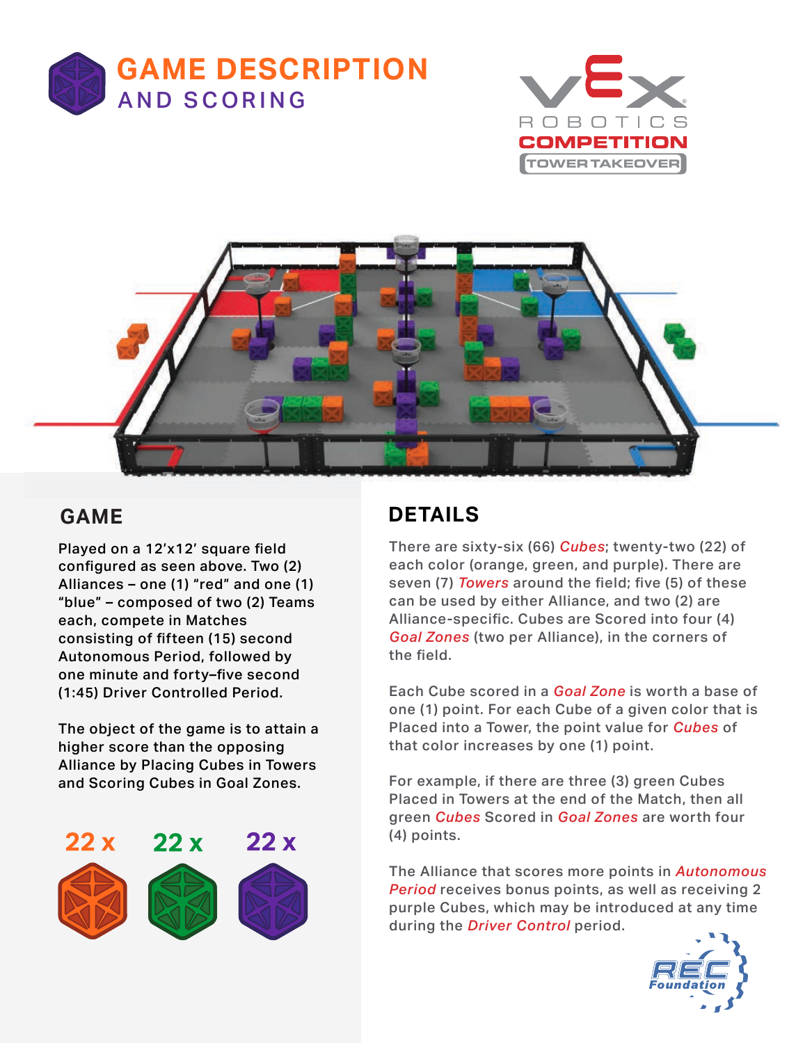# GAME DESCRIPTION AND SCORING

VEX ROBOTICS COMPETITION TOWER TAKEOVER

## GAME

Played on a 12'x12' square field configured as seen above. Two (2) Alliances – one (1) "red" and one (1) "blue" – composed of two (2) Teams each, compete in Matches consisting of fifteen (15) second Autonomous Period, followed by one minute and forty–five second (1:45) Driver Controlled Period.

The object of the game is to attain a higher score than the opposing Alliance by Placing Cubes in Towers and Scoring Cubes in Goal Zones.

22 x 22 x 22 x

## DETAILS

There are sixty-six (66) *Cubes*; twenty-two (22) of each color (orange, green, and purple). There are seven (7) *Towers* around the field; five (5) of these can be used by either Alliance, and two (2) are Alliance-specific. Cubes are Scored into four (4) *Goal Zones* (two per Alliance), in the corners of the field.

Each Cube scored in a *Goal Zone* is worth a base of one (1) point. For each Cube of a given color that is Placed into a Tower, the point value for *Cubes* of that color increases by one (1) point.

For example, if there are three (3) green Cubes Placed in Towers at the end of the Match, then all green *Cubes* Scored in *Goal Zones* are worth four (4) points.

The Alliance that scores more points in *Autonomous Period* receives bonus points, as well as receiving 2 purple Cubes, which may be introduced at any time during the *Driver Control* period.

REC Foundation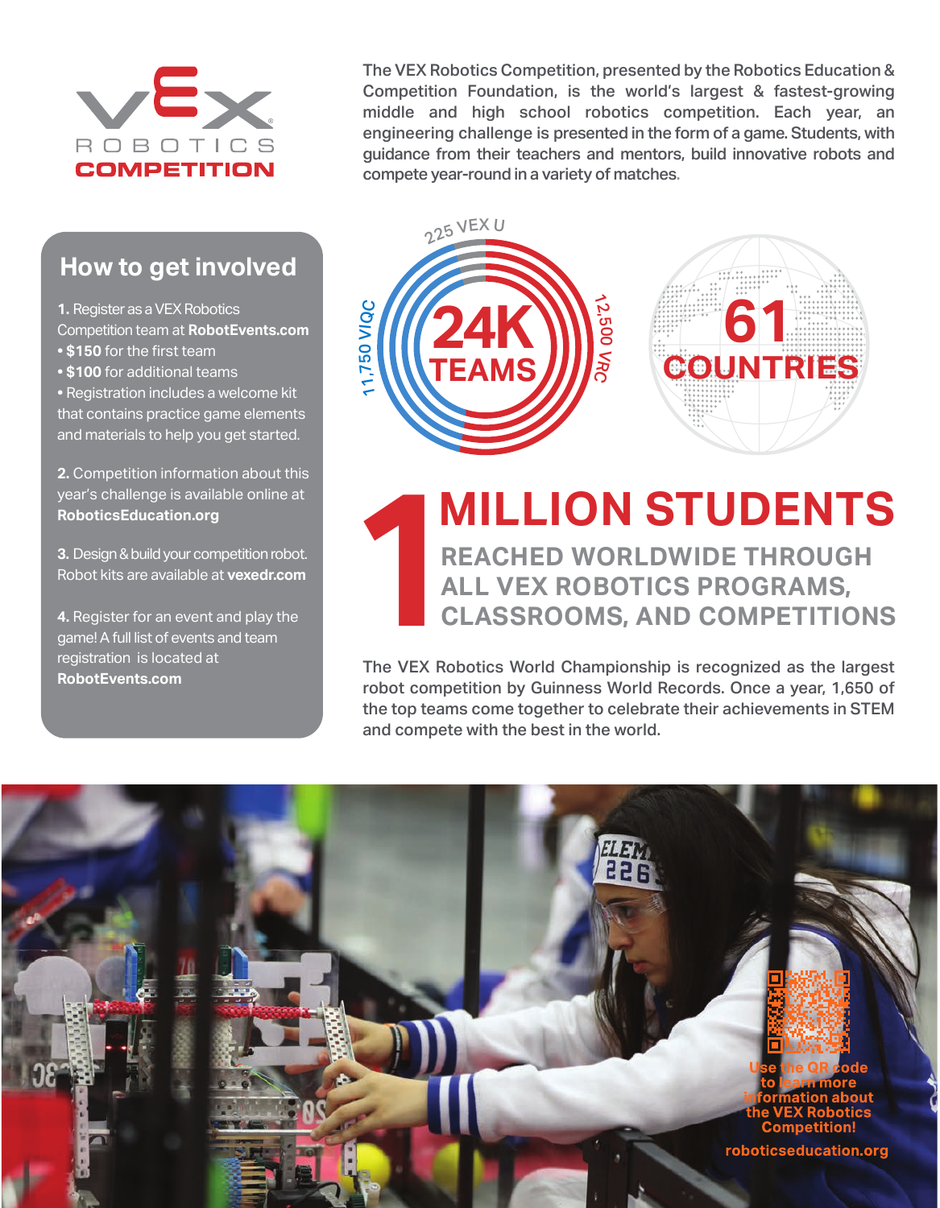VEX ROBOTICS COMPETITION

The VEX Robotics Competition, presented by the Robotics Education & Competition Foundation, is the world's largest & fastest-growing middle and high school robotics competition. Each year, an engineering challenge is presented in the form of a game. Students, with guidance from their teachers and mentors, build innovative robots and compete year-round in a variety of matches.

## How to get involved

**1.** Register as a VEX Robotics Competition team at **RobotEvents.com**
- **$150** for the first team
- **$100** for additional teams
- Registration includes a welcome kit that contains practice game elements and materials to help you get started.

**2.** Competition information about this year's challenge is available online at **RoboticsEducation.org**

**3.** Design & build your competition robot. Robot kits are available at **vexedr.com**

**4.** Register for an event and play the game! A full list of events and team registration is located at **RobotEvents.com**

225 VEX U

11,750 VIQC

12,500 VRC

24K TEAMS

61 COUNTRIES

# 1 MILLION STUDENTS

## REACHED WORLDWIDE THROUGH ALL VEX ROBOTICS PROGRAMS, CLASSROOMS, AND COMPETITIONS

The VEX Robotics World Championship is recognized as the largest robot competition by Guinness World Records. Once a year, 1,650 of the top teams come together to celebrate their achievements in STEM and compete with the best in the world.

Use the QR code to learn more information about the VEX Robotics Competition!

roboticseducation.org